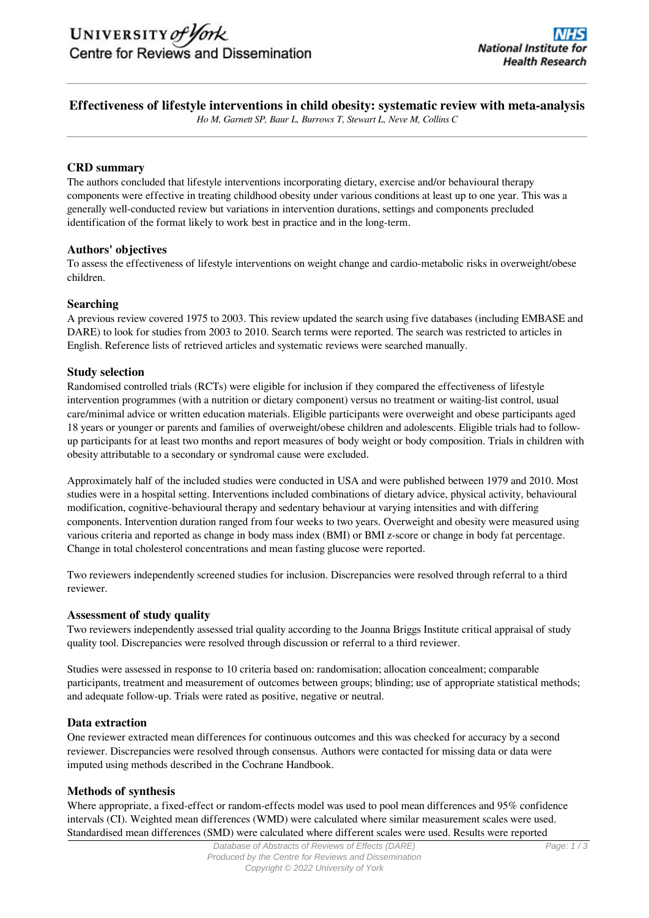# Effectiveness of lifestyle interventions in child obesity: systematic review with meta-analysis

*Ho M, Garnett SP, Baur L, Burrows T, Stewart L, Neve M, Collins C*

## CRD summary

The authors concluded that lifestyle interventions incorporating dietary, exercise and/or behavioural therapy components were effective in treating childhood obesity under various conditions at least up to one year. This was a generally well-conducted review but variations in intervention durations, settings and components precluded identification of the format likely to work best in practice and in the long-term.

## Authors' objectives

To assess the effectiveness of lifestyle interventions on weight change and cardio-metabolic risks in overweight/obese children.

## Searching

A previous review covered 1975 to 2003. This review updated the search using five databases (including EMBASE and DARE) to look for studies from 2003 to 2010. Search terms were reported. The search was restricted to articles in English. Reference lists of retrieved articles and systematic reviews were searched manually.

## Study selection

Randomised controlled trials (RCTs) were eligible for inclusion if they compared the effectiveness of lifestyle intervention programmes (with a nutrition or dietary component) versus no treatment or waiting-list control, usual care/minimal advice or written education materials. Eligible participants were overweight and obese participants aged 18 years or younger or parents and families of overweight/obese children and adolescents. Eligible trials had to follow-up participants for at least two months and report measures of body weight or body composition. Trials in children with obesity attributable to a secondary or syndromal cause were excluded.

Approximately half of the included studies were conducted in USA and were published between 1979 and 2010. Most studies were in a hospital setting. Interventions included combinations of dietary advice, physical activity, behavioural modification, cognitive-behavioural therapy and sedentary behaviour at varying intensities and with differing components. Intervention duration ranged from four weeks to two years. Overweight and obesity were measured using various criteria and reported as change in body mass index (BMI) or BMI z-score or change in body fat percentage. Change in total cholesterol concentrations and mean fasting glucose were reported.

Two reviewers independently screened studies for inclusion. Discrepancies were resolved through referral to a third reviewer.

## Assessment of study quality

Two reviewers independently assessed trial quality according to the Joanna Briggs Institute critical appraisal of study quality tool. Discrepancies were resolved through discussion or referral to a third reviewer.

Studies were assessed in response to 10 criteria based on: randomisation; allocation concealment; comparable participants, treatment and measurement of outcomes between groups; blinding; use of appropriate statistical methods; and adequate follow-up. Trials were rated as positive, negative or neutral.

## Data extraction

One reviewer extracted mean differences for continuous outcomes and this was checked for accuracy by a second reviewer. Discrepancies were resolved through consensus. Authors were contacted for missing data or data were imputed using methods described in the Cochrane Handbook.

## Methods of synthesis

Where appropriate, a fixed-effect or random-effects model was used to pool mean differences and 95% confidence intervals (CI). Weighted mean differences (WMD) were calculated where similar measurement scales were used. Standardised mean differences (SMD) were calculated where different scales were used. Results were reported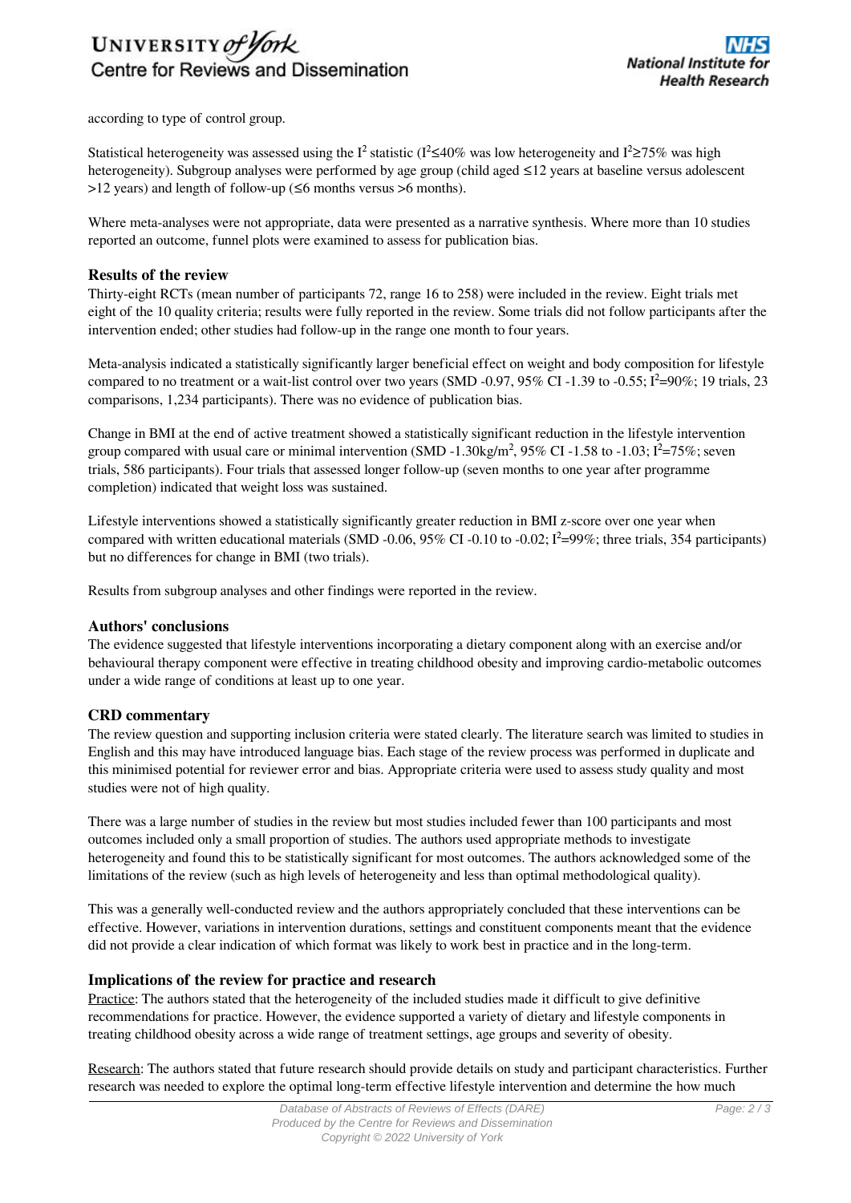according to type of control group.

Statistical heterogeneity was assessed using the $I^2$ statistic ($I^2 \leq 40\%$ was low heterogeneity and $I^2 \geq 75\%$ was high heterogeneity). Subgroup analyses were performed by age group (child aged ≤12 years at baseline versus adolescent >12 years) and length of follow-up (≤6 months versus >6 months).

Where meta-analyses were not appropriate, data were presented as a narrative synthesis. Where more than 10 studies reported an outcome, funnel plots were examined to assess for publication bias.

### Results of the review

Thirty-eight RCTs (mean number of participants 72, range 16 to 258) were included in the review. Eight trials met eight of the 10 quality criteria; results were fully reported in the review. Some trials did not follow participants after the intervention ended; other studies had follow-up in the range one month to four years.

Meta-analysis indicated a statistically significantly larger beneficial effect on weight and body composition for lifestyle compared to no treatment or a wait-list control over two years (SMD -0.97, 95% CI -1.39 to -0.55; $I^2$=90%; 19 trials, 23 comparisons, 1,234 participants). There was no evidence of publication bias.

Change in BMI at the end of active treatment showed a statistically significant reduction in the lifestyle intervention group compared with usual care or minimal intervention (SMD -1.30kg/m$^2$, 95% CI -1.58 to -1.03; $I^2$=75%; seven trials, 586 participants). Four trials that assessed longer follow-up (seven months to one year after programme completion) indicated that weight loss was sustained.

Lifestyle interventions showed a statistically significantly greater reduction in BMI z-score over one year when compared with written educational materials (SMD -0.06, 95% CI -0.10 to -0.02; $I^2$=99%; three trials, 354 participants) but no differences for change in BMI (two trials).

Results from subgroup analyses and other findings were reported in the review.

### Authors' conclusions

The evidence suggested that lifestyle interventions incorporating a dietary component along with an exercise and/or behavioural therapy component were effective in treating childhood obesity and improving cardio-metabolic outcomes under a wide range of conditions at least up to one year.

### CRD commentary

The review question and supporting inclusion criteria were stated clearly. The literature search was limited to studies in English and this may have introduced language bias. Each stage of the review process was performed in duplicate and this minimised potential for reviewer error and bias. Appropriate criteria were used to assess study quality and most studies were not of high quality.

There was a large number of studies in the review but most studies included fewer than 100 participants and most outcomes included only a small proportion of studies. The authors used appropriate methods to investigate heterogeneity and found this to be statistically significant for most outcomes. The authors acknowledged some of the limitations of the review (such as high levels of heterogeneity and less than optimal methodological quality).

This was a generally well-conducted review and the authors appropriately concluded that these interventions can be effective. However, variations in intervention durations, settings and constituent components meant that the evidence did not provide a clear indication of which format was likely to work best in practice and in the long-term.

### Implications of the review for practice and research

Practice: The authors stated that the heterogeneity of the included studies made it difficult to give definitive recommendations for practice. However, the evidence supported a variety of dietary and lifestyle components in treating childhood obesity across a wide range of treatment settings, age groups and severity of obesity.

Research: The authors stated that future research should provide details on study and participant characteristics. Further research was needed to explore the optimal long-term effective lifestyle intervention and determine the how much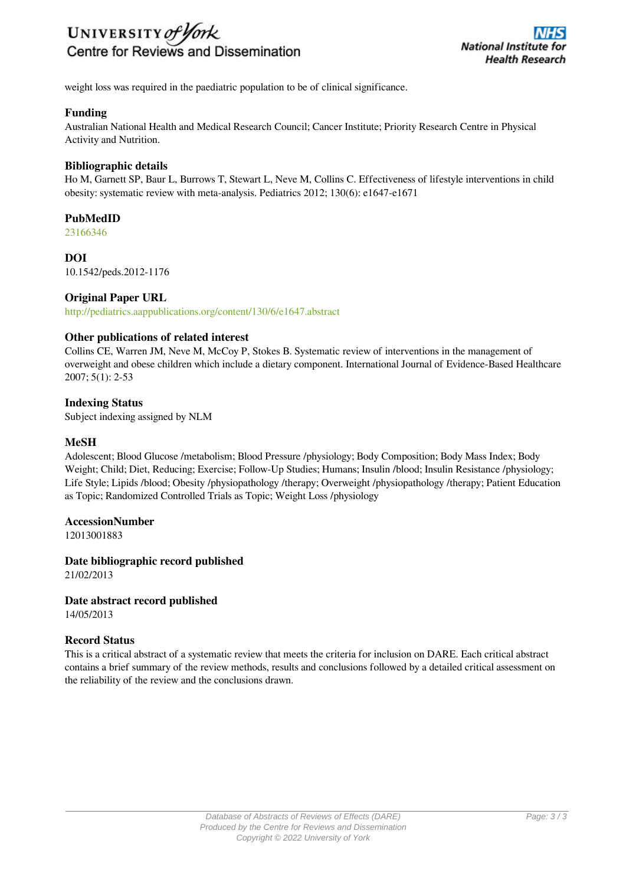weight loss was required in the paediatric population to be of clinical significance.

### Funding

Australian National Health and Medical Research Council; Cancer Institute; Priority Research Centre in Physical Activity and Nutrition.

### Bibliographic details

Ho M, Garnett SP, Baur L, Burrows T, Stewart L, Neve M, Collins C. Effectiveness of lifestyle interventions in child obesity: systematic review with meta-analysis. Pediatrics 2012; 130(6): e1647-e1671

### PubMedID

23166346

### DOI

10.1542/peds.2012-1176

### Original Paper URL

http://pediatrics.aappublications.org/content/130/6/e1647.abstract

### Other publications of related interest

Collins CE, Warren JM, Neve M, McCoy P, Stokes B. Systematic review of interventions in the management of overweight and obese children which include a dietary component. International Journal of Evidence-Based Healthcare 2007; 5(1): 2-53

### Indexing Status

Subject indexing assigned by NLM

### MeSH

Adolescent; Blood Glucose /metabolism; Blood Pressure /physiology; Body Composition; Body Mass Index; Body Weight; Child; Diet, Reducing; Exercise; Follow-Up Studies; Humans; Insulin /blood; Insulin Resistance /physiology; Life Style; Lipids /blood; Obesity /physiopathology /therapy; Overweight /physiopathology /therapy; Patient Education as Topic; Randomized Controlled Trials as Topic; Weight Loss /physiology

### AccessionNumber

12013001883

### Date bibliographic record published

21/02/2013

### Date abstract record published

14/05/2013

### Record Status

This is a critical abstract of a systematic review that meets the criteria for inclusion on DARE. Each critical abstract contains a brief summary of the review methods, results and conclusions followed by a detailed critical assessment on the reliability of the review and the conclusions drawn.